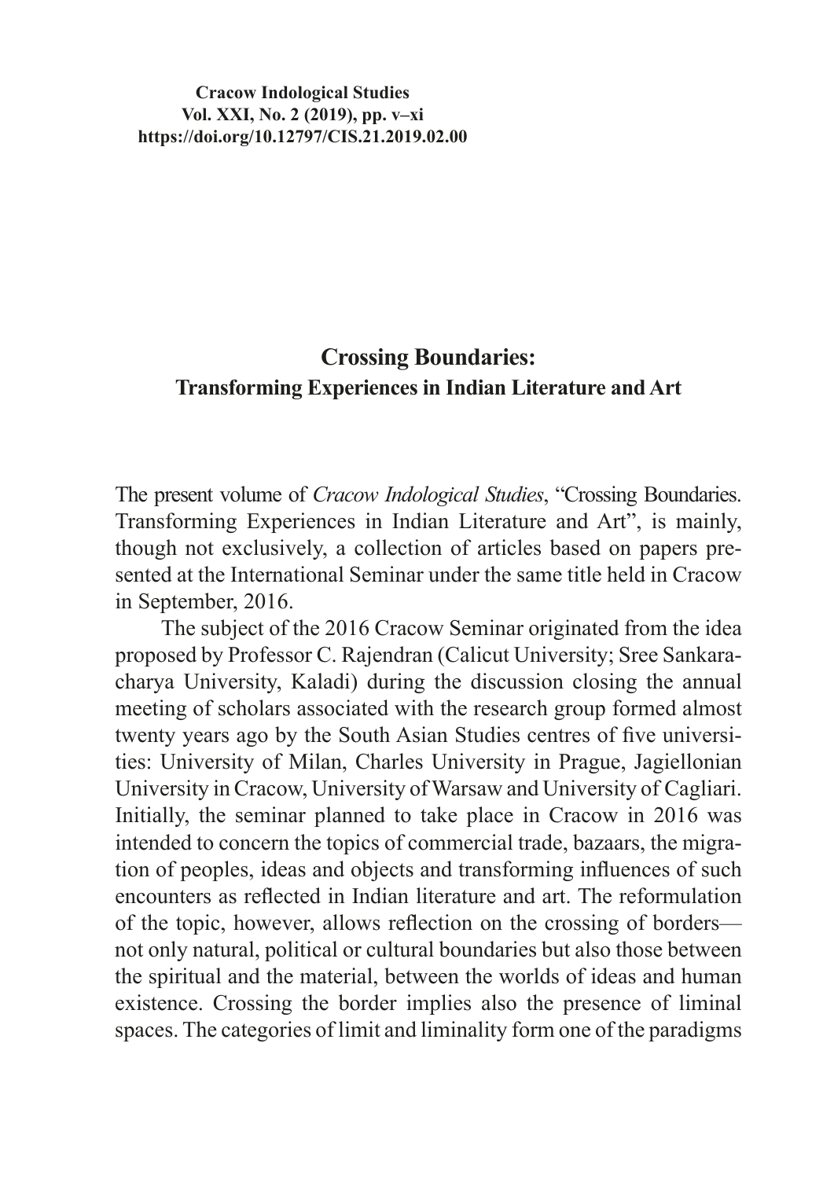# Crossing Boundaries:
## Transforming Experiences in Indian Literature and Art

The present volume of *Cracow Indological Studies*, "Crossing Boundaries. Transforming Experiences in Indian Literature and Art", is mainly, though not exclusively, a collection of articles based on papers presented at the International Seminar under the same title held in Cracow in September, 2016.

The subject of the 2016 Cracow Seminar originated from the idea proposed by Professor C. Rajendran (Calicut University; Sree Sankaracharya University, Kaladi) during the discussion closing the annual meeting of scholars associated with the research group formed almost twenty years ago by the South Asian Studies centres of five universities: University of Milan, Charles University in Prague, Jagiellonian University in Cracow, University of Warsaw and University of Cagliari. Initially, the seminar planned to take place in Cracow in 2016 was intended to concern the topics of commercial trade, bazaars, the migration of peoples, ideas and objects and transforming influences of such encounters as reflected in Indian literature and art. The reformulation of the topic, however, allows reflection on the crossing of borders—not only natural, political or cultural boundaries but also those between the spiritual and the material, between the worlds of ideas and human existence. Crossing the border implies also the presence of liminal spaces. The categories of limit and liminality form one of the paradigms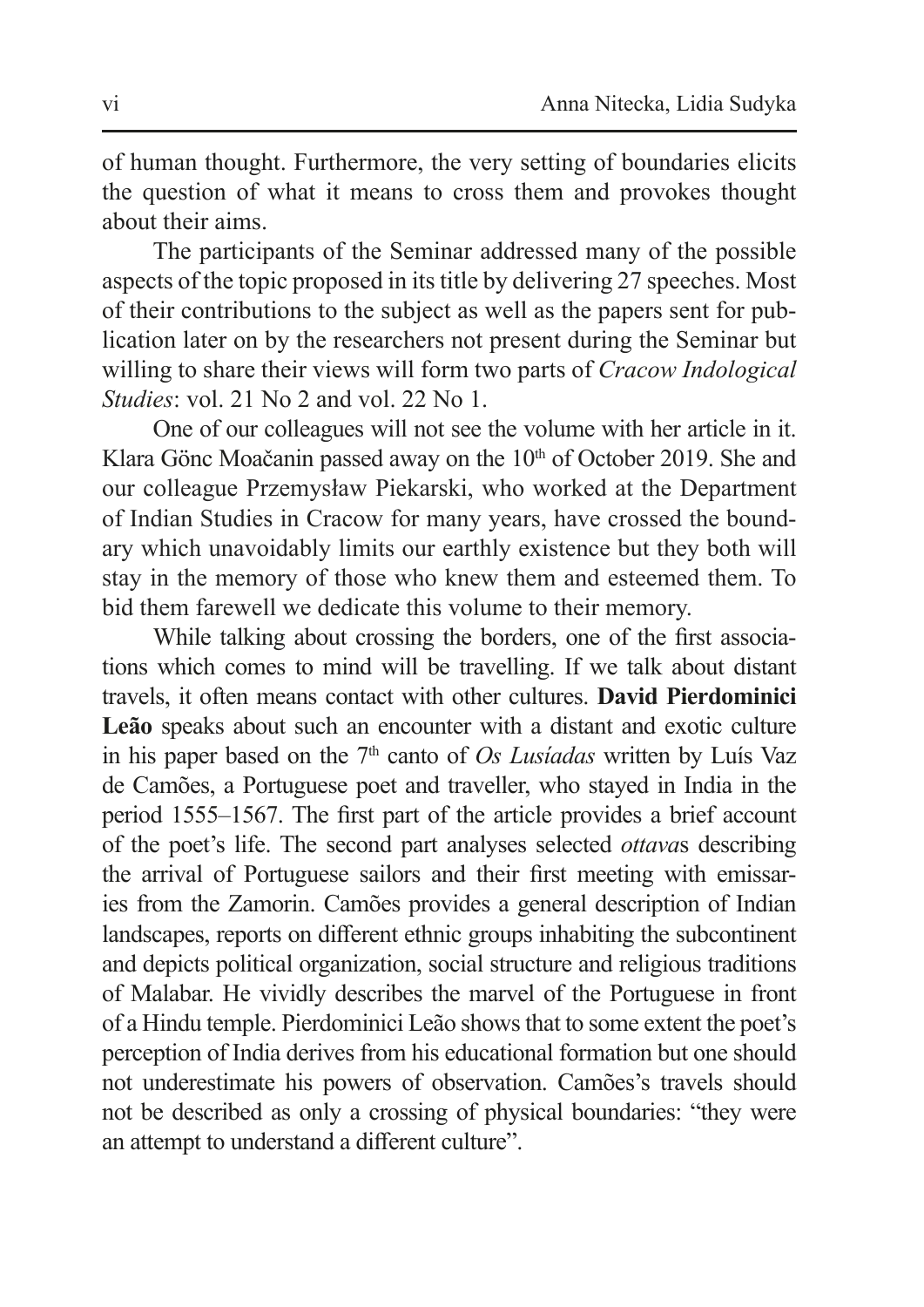of human thought. Furthermore, the very setting of boundaries elicits the question of what it means to cross them and provokes thought about their aims.

The participants of the Seminar addressed many of the possible aspects of the topic proposed in its title by delivering 27 speeches. Most of their contributions to the subject as well as the papers sent for publication later on by the researchers not present during the Seminar but willing to share their views will form two parts of *Cracow Indological Studies*: vol. 21 No 2 and vol. 22 No 1.

One of our colleagues will not see the volume with her article in it. Klara Gönc Moačanin passed away on the 10th of October 2019. She and our colleague Przemysław Piekarski, who worked at the Department of Indian Studies in Cracow for many years, have crossed the boundary which unavoidably limits our earthly existence but they both will stay in the memory of those who knew them and esteemed them. To bid them farewell we dedicate this volume to their memory.

While talking about crossing the borders, one of the first associations which comes to mind will be travelling. If we talk about distant travels, it often means contact with other cultures. **David Pierdominici Leão** speaks about such an encounter with a distant and exotic culture in his paper based on the 7th canto of *Os Lusíadas* written by Luís Vaz de Camões, a Portuguese poet and traveller, who stayed in India in the period 1555–1567. The first part of the article provides a brief account of the poet's life. The second part analyses selected *ottava*s describing the arrival of Portuguese sailors and their first meeting with emissaries from the Zamorin. Camões provides a general description of Indian landscapes, reports on different ethnic groups inhabiting the subcontinent and depicts political organization, social structure and religious traditions of Malabar. He vividly describes the marvel of the Portuguese in front of a Hindu temple. Pierdominici Leão shows that to some extent the poet's perception of India derives from his educational formation but one should not underestimate his powers of observation. Camões's travels should not be described as only a crossing of physical boundaries: "they were an attempt to understand a different culture".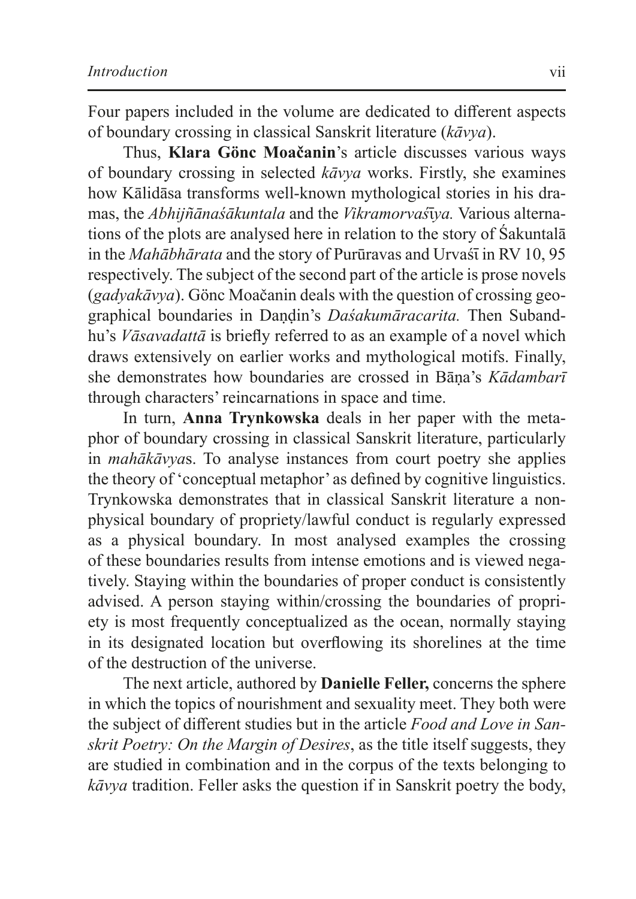Four papers included in the volume are dedicated to different aspects of boundary crossing in classical Sanskrit literature (*kāvya*).

Thus, **Klara Gönc Moačanin**'s article discusses various ways of boundary crossing in selected *kāvya* works. Firstly, she examines how Kālidāsa transforms well-known mythological stories in his dramas, the *Abhijñānaśākuntala* and the *Vikramorvaśīya.* Various alternations of the plots are analysed here in relation to the story of Śakuntalā in the *Mahābhārata* and the story of Purūravas and Urvaśī in RV 10, 95 respectively. The subject of the second part of the article is prose novels (*gadyakāvya*). Gönc Moačanin deals with the question of crossing geographical boundaries in Daṇḍin's *Daśakumāracarita.* Then Subandhu's *Vāsavadattā* is briefly referred to as an example of a novel which draws extensively on earlier works and mythological motifs. Finally, she demonstrates how boundaries are crossed in Bāṇa's *Kādambarī* through characters' reincarnations in space and time.

In turn, **Anna Trynkowska** deals in her paper with the metaphor of boundary crossing in classical Sanskrit literature, particularly in *mahākāvya*s. To analyse instances from court poetry she applies the theory of 'conceptual metaphor' as defined by cognitive linguistics. Trynkowska demonstrates that in classical Sanskrit literature a non-physical boundary of propriety/lawful conduct is regularly expressed as a physical boundary. In most analysed examples the crossing of these boundaries results from intense emotions and is viewed negatively. Staying within the boundaries of proper conduct is consistently advised. A person staying within/crossing the boundaries of propriety is most frequently conceptualized as the ocean, normally staying in its designated location but overflowing its shorelines at the time of the destruction of the universe.

The next article, authored by **Danielle Feller,** concerns the sphere in which the topics of nourishment and sexuality meet. They both were the subject of different studies but in the article *Food and Love in Sanskrit Poetry: On the Margin of Desires*, as the title itself suggests, they are studied in combination and in the corpus of the texts belonging to *kāvya* tradition. Feller asks the question if in Sanskrit poetry the body,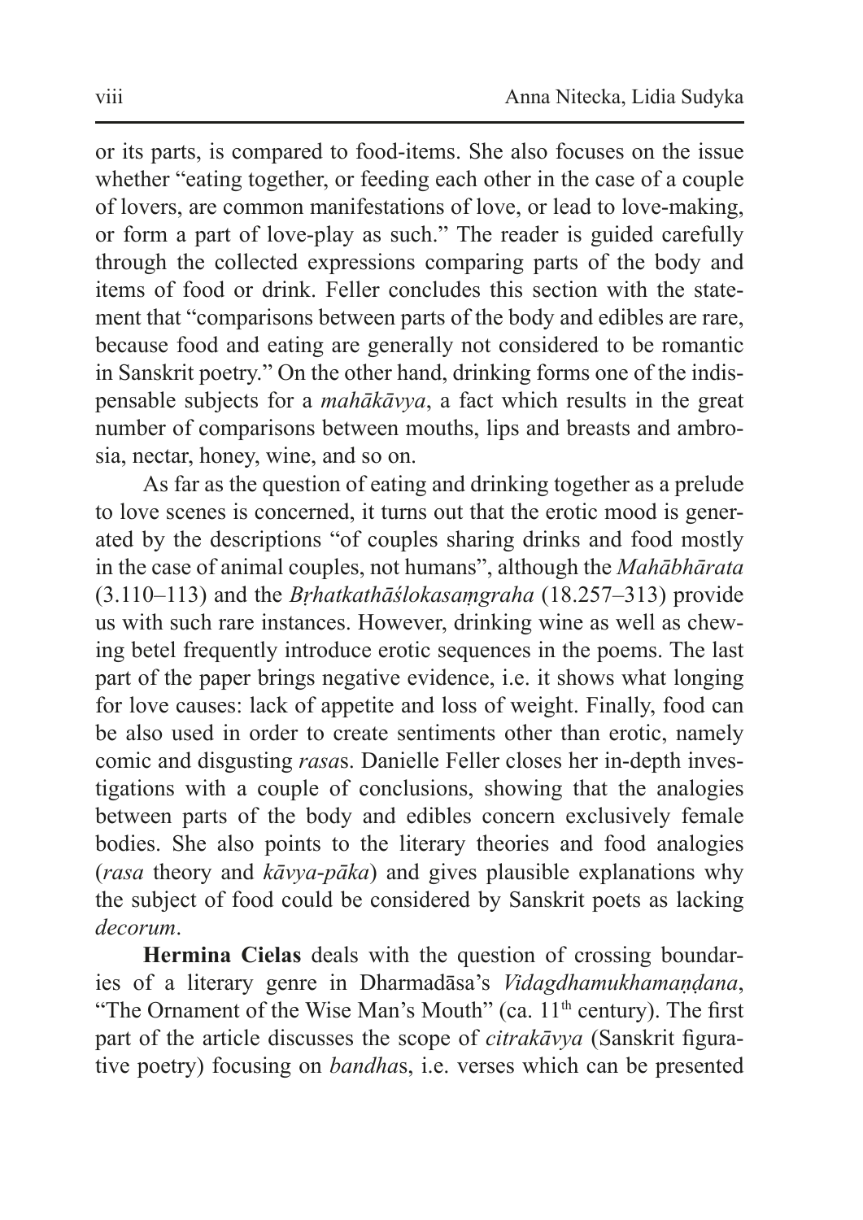or its parts, is compared to food-items. She also focuses on the issue whether "eating together, or feeding each other in the case of a couple of lovers, are common manifestations of love, or lead to love-making, or form a part of love-play as such." The reader is guided carefully through the collected expressions comparing parts of the body and items of food or drink. Feller concludes this section with the statement that "comparisons between parts of the body and edibles are rare, because food and eating are generally not considered to be romantic in Sanskrit poetry." On the other hand, drinking forms one of the indispensable subjects for a *mahākāvya*, a fact which results in the great number of comparisons between mouths, lips and breasts and ambrosia, nectar, honey, wine, and so on.

As far as the question of eating and drinking together as a prelude to love scenes is concerned, it turns out that the erotic mood is generated by the descriptions "of couples sharing drinks and food mostly in the case of animal couples, not humans", although the *Mahābhārata* (3.110–113) and the *Bṛhatkathāślokasaṃgraha* (18.257–313) provide us with such rare instances. However, drinking wine as well as chewing betel frequently introduce erotic sequences in the poems. The last part of the paper brings negative evidence, i.e. it shows what longing for love causes: lack of appetite and loss of weight. Finally, food can be also used in order to create sentiments other than erotic, namely comic and disgusting *rasa*s. Danielle Feller closes her in-depth investigations with a couple of conclusions, showing that the analogies between parts of the body and edibles concern exclusively female bodies. She also points to the literary theories and food analogies (*rasa* theory and *kāvya-pāka*) and gives plausible explanations why the subject of food could be considered by Sanskrit poets as lacking *decorum*.

**Hermina Cielas** deals with the question of crossing boundaries of a literary genre in Dharmadāsa's *Vidagdhamukhamaṇḍana*, "The Ornament of the Wise Man's Mouth" (ca. 11th century). The first part of the article discusses the scope of *citrakāvya* (Sanskrit figurative poetry) focusing on *bandha*s, i.e. verses which can be presented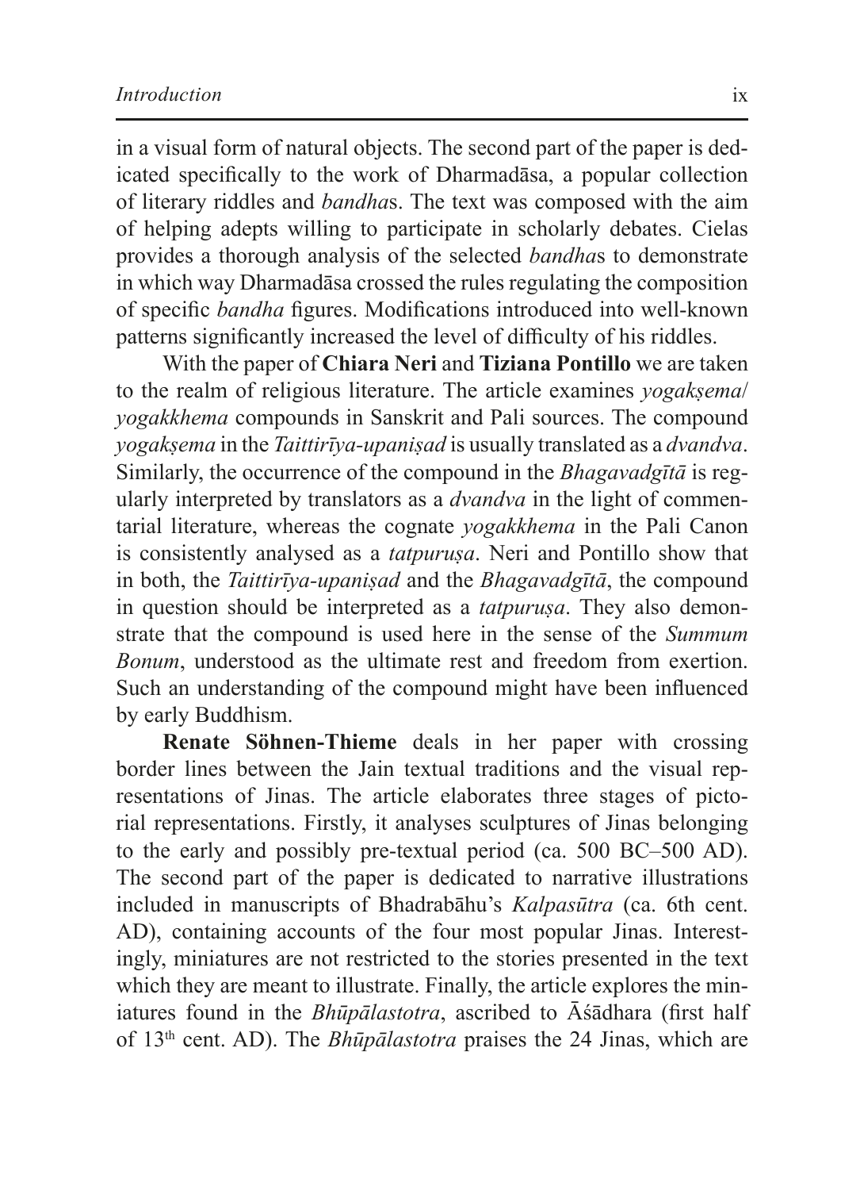in a visual form of natural objects. The second part of the paper is dedicated specifically to the work of Dharmadāsa, a popular collection of literary riddles and *bandha*s. The text was composed with the aim of helping adepts willing to participate in scholarly debates. Cielas provides a thorough analysis of the selected *bandha*s to demonstrate in which way Dharmadāsa crossed the rules regulating the composition of specific *bandha* figures. Modifications introduced into well-known patterns significantly increased the level of difficulty of his riddles.

With the paper of **Chiara Neri** and **Tiziana Pontillo** we are taken to the realm of religious literature. The article examines *yogakṣema*/*yogakkhema* compounds in Sanskrit and Pali sources. The compound *yogakṣema* in the *Taittirīya-upaniṣad* is usually translated as a *dvandva*. Similarly, the occurrence of the compound in the *Bhagavadgītā* is regularly interpreted by translators as a *dvandva* in the light of commentarial literature, whereas the cognate *yogakkhema* in the Pali Canon is consistently analysed as a *tatpuruṣa*. Neri and Pontillo show that in both, the *Taittirīya-upaniṣad* and the *Bhagavadgītā*, the compound in question should be interpreted as a *tatpuruṣa*. They also demonstrate that the compound is used here in the sense of the *Summum Bonum*, understood as the ultimate rest and freedom from exertion. Such an understanding of the compound might have been influenced by early Buddhism.

**Renate Söhnen-Thieme** deals in her paper with crossing border lines between the Jain textual traditions and the visual representations of Jinas. The article elaborates three stages of pictorial representations. Firstly, it analyses sculptures of Jinas belonging to the early and possibly pre-textual period (ca. 500 BC–500 AD). The second part of the paper is dedicated to narrative illustrations included in manuscripts of Bhadrabāhu's *Kalpasūtra* (ca. 6th cent. AD), containing accounts of the four most popular Jinas. Interestingly, miniatures are not restricted to the stories presented in the text which they are meant to illustrate. Finally, the article explores the miniatures found in the *Bhūpālastotra*, ascribed to Āśādhara (first half of 13th cent. AD). The *Bhūpālastotra* praises the 24 Jinas, which are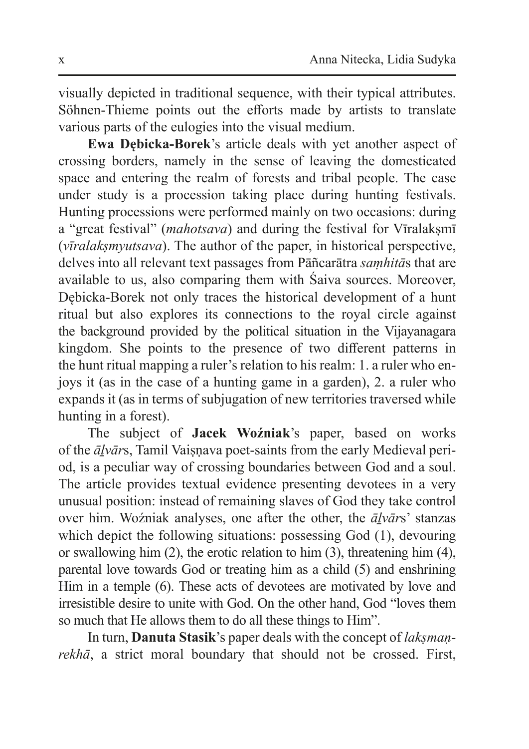visually depicted in traditional sequence, with their typical attributes. Söhnen-Thieme points out the efforts made by artists to translate various parts of the eulogies into the visual medium.

**Ewa Dębicka-Borek**'s article deals with yet another aspect of crossing borders, namely in the sense of leaving the domesticated space and entering the realm of forests and tribal people. The case under study is a procession taking place during hunting festivals. Hunting processions were performed mainly on two occasions: during a "great festival" (*mahotsava*) and during the festival for Vīralakṣmī (*vīralakṣmyutsava*). The author of the paper, in historical perspective, delves into all relevant text passages from Pāñcarātra *saṃhitā*s that are available to us, also comparing them with Śaiva sources. Moreover, Dębicka-Borek not only traces the historical development of a hunt ritual but also explores its connections to the royal circle against the background provided by the political situation in the Vijayanagara kingdom. She points to the presence of two different patterns in the hunt ritual mapping a ruler's relation to his realm: 1. a ruler who enjoys it (as in the case of a hunting game in a garden), 2. a ruler who expands it (as in terms of subjugation of new territories traversed while hunting in a forest).

The subject of **Jacek Woźniak**'s paper, based on works of the *āḻvār*s, Tamil Vaiṣṇava poet-saints from the early Medieval period, is a peculiar way of crossing boundaries between God and a soul. The article provides textual evidence presenting devotees in a very unusual position: instead of remaining slaves of God they take control over him. Woźniak analyses, one after the other, the *āḻvār*s' stanzas which depict the following situations: possessing God (1), devouring or swallowing him (2), the erotic relation to him (3), threatening him (4), parental love towards God or treating him as a child (5) and enshrining Him in a temple (6). These acts of devotees are motivated by love and irresistible desire to unite with God. On the other hand, God "loves them so much that He allows them to do all these things to Him".

In turn, **Danuta Stasik**'s paper deals with the concept of *lakṣmaṇrekhā*, a strict moral boundary that should not be crossed. First,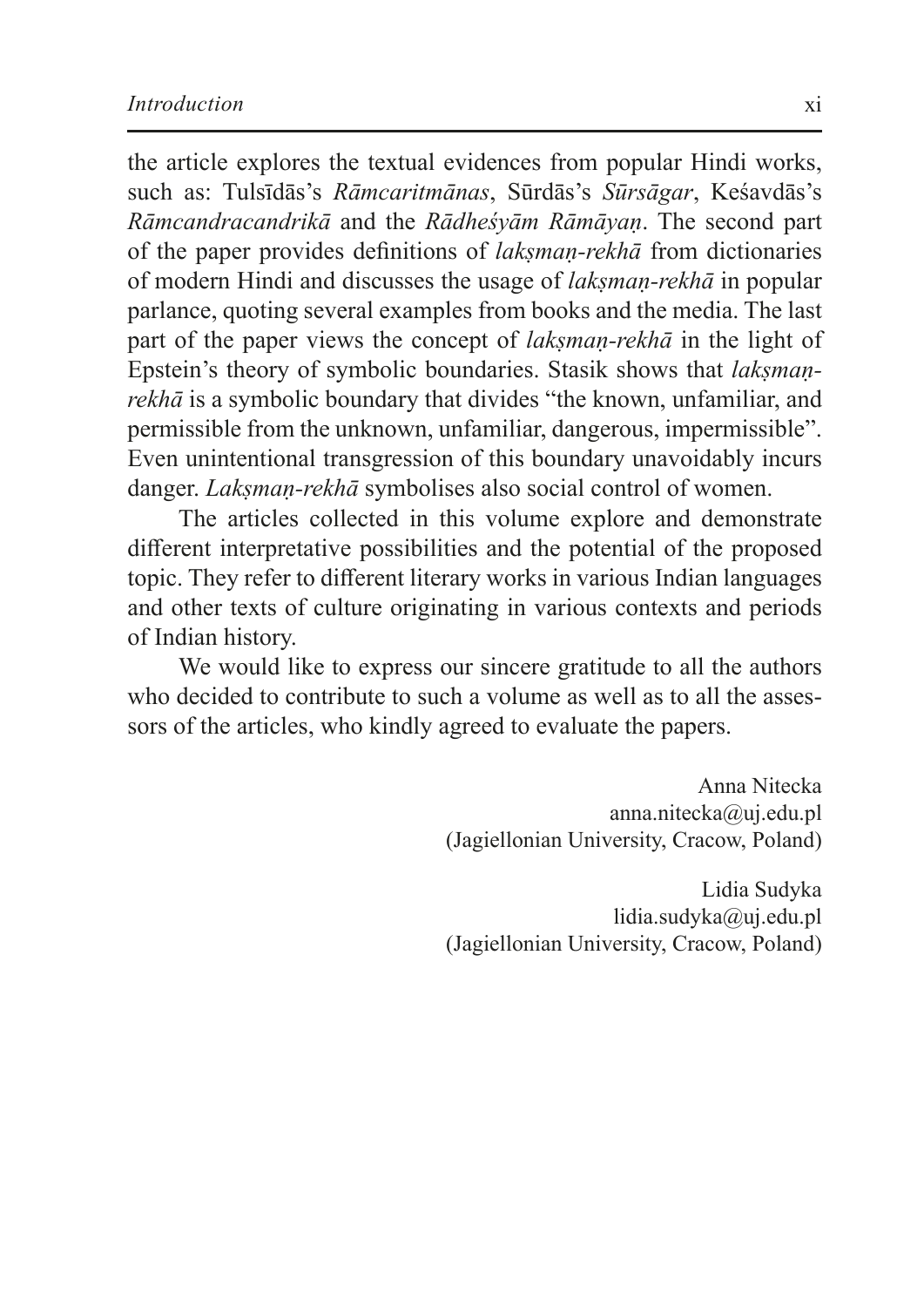the article explores the textual evidences from popular Hindi works, such as: Tulsīdās's *Rāmcaritmānas*, Sūrdās's *Sūrsāgar*, Keśavdās's *Rāmcandracandrikā* and the *Rādheśyām Rāmāyaṇ*. The second part of the paper provides definitions of *lakṣmaṇ-rekhā* from dictionaries of modern Hindi and discusses the usage of *lakṣmaṇ-rekhā* in popular parlance, quoting several examples from books and the media. The last part of the paper views the concept of *lakṣmaṇ-rekhā* in the light of Epstein's theory of symbolic boundaries. Stasik shows that *lakṣmaṇ-rekhā* is a symbolic boundary that divides "the known, unfamiliar, and permissible from the unknown, unfamiliar, dangerous, impermissible". Even unintentional transgression of this boundary unavoidably incurs danger. *Lakṣmaṇ-rekhā* symbolises also social control of women.

The articles collected in this volume explore and demonstrate different interpretative possibilities and the potential of the proposed topic. They refer to different literary works in various Indian languages and other texts of culture originating in various contexts and periods of Indian history.

We would like to express our sincere gratitude to all the authors who decided to contribute to such a volume as well as to all the assessors of the articles, who kindly agreed to evaluate the papers.

Anna Nitecka
anna.nitecka@uj.edu.pl
(Jagiellonian University, Cracow, Poland)

Lidia Sudyka
lidia.sudyka@uj.edu.pl
(Jagiellonian University, Cracow, Poland)